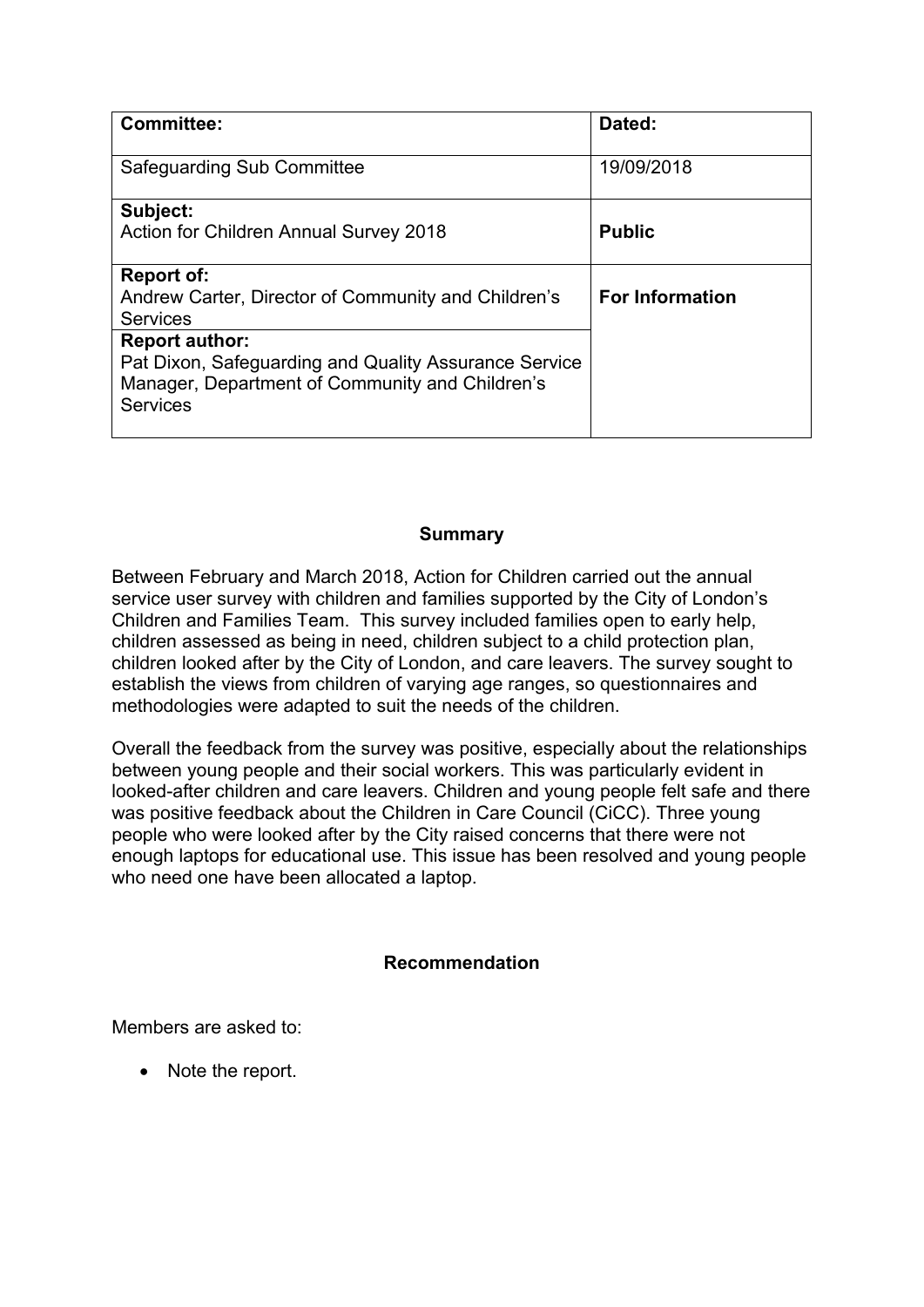| **Committee:** | **Dated:** |
| --- | --- |
| Safeguarding Sub Committee | 19/09/2018 |
| **Subject:**<br>Action for Children Annual Survey 2018 | **Public** |
| **Report of:**<br>Andrew Carter, Director of Community and Children's Services | **For Information** |
| **Report author:**<br>Pat Dixon, Safeguarding and Quality Assurance Service Manager, Department of Community and Children's Services | |

## Summary

Between February and March 2018, Action for Children carried out the annual service user survey with children and families supported by the City of London's Children and Families Team. This survey included families open to early help, children assessed as being in need, children subject to a child protection plan, children looked after by the City of London, and care leavers. The survey sought to establish the views from children of varying age ranges, so questionnaires and methodologies were adapted to suit the needs of the children.

Overall the feedback from the survey was positive, especially about the relationships between young people and their social workers. This was particularly evident in looked-after children and care leavers. Children and young people felt safe and there was positive feedback about the Children in Care Council (CiCC). Three young people who were looked after by the City raised concerns that there were not enough laptops for educational use. This issue has been resolved and young people who need one have been allocated a laptop.

## Recommendation

Members are asked to:

- Note the report.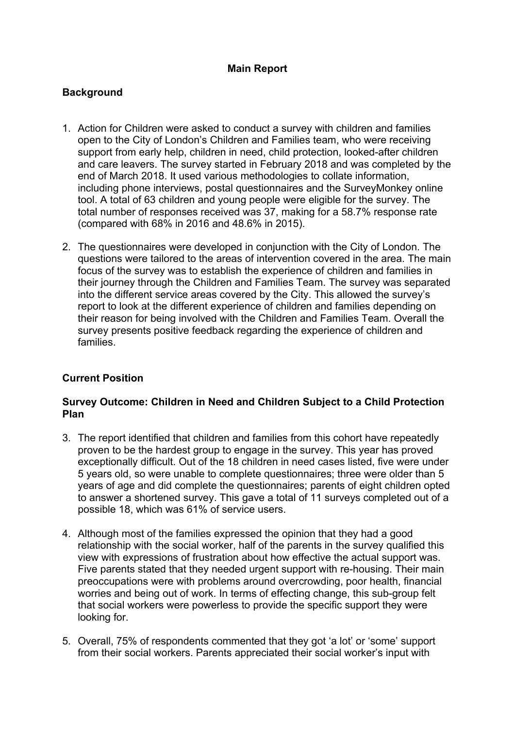**Main Report**

**Background**

1. Action for Children were asked to conduct a survey with children and families open to the City of London's Children and Families team, who were receiving support from early help, children in need, child protection, looked-after children and care leavers. The survey started in February 2018 and was completed by the end of March 2018. It used various methodologies to collate information, including phone interviews, postal questionnaires and the SurveyMonkey online tool. A total of 63 children and young people were eligible for the survey. The total number of responses received was 37, making for a 58.7% response rate (compared with 68% in 2016 and 48.6% in 2015).

2. The questionnaires were developed in conjunction with the City of London. The questions were tailored to the areas of intervention covered in the area. The main focus of the survey was to establish the experience of children and families in their journey through the Children and Families Team. The survey was separated into the different service areas covered by the City. This allowed the survey's report to look at the different experience of children and families depending on their reason for being involved with the Children and Families Team. Overall the survey presents positive feedback regarding the experience of children and families.

**Current Position**

**Survey Outcome: Children in Need and Children Subject to a Child Protection Plan**

3. The report identified that children and families from this cohort have repeatedly proven to be the hardest group to engage in the survey. This year has proved exceptionally difficult. Out of the 18 children in need cases listed, five were under 5 years old, so were unable to complete questionnaires; three were older than 5 years of age and did complete the questionnaires; parents of eight children opted to answer a shortened survey. This gave a total of 11 surveys completed out of a possible 18, which was 61% of service users.

4. Although most of the families expressed the opinion that they had a good relationship with the social worker, half of the parents in the survey qualified this view with expressions of frustration about how effective the actual support was. Five parents stated that they needed urgent support with re-housing. Their main preoccupations were with problems around overcrowding, poor health, financial worries and being out of work. In terms of effecting change, this sub-group felt that social workers were powerless to provide the specific support they were looking for.

5. Overall, 75% of respondents commented that they got 'a lot' or 'some' support from their social workers. Parents appreciated their social worker's input with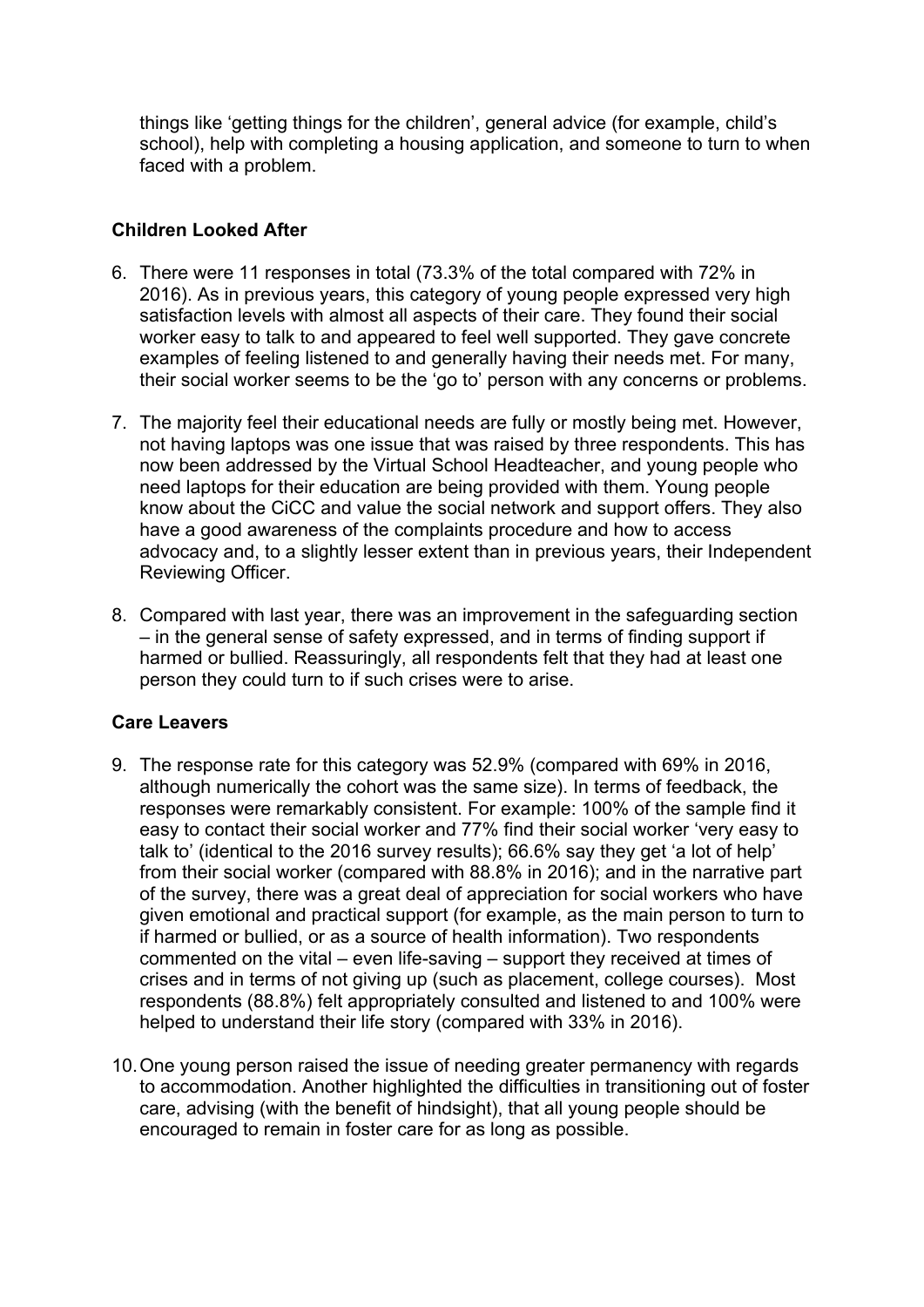things like 'getting things for the children', general advice (for example, child's school), help with completing a housing application, and someone to turn to when faced with a problem.

**Children Looked After**

6. There were 11 responses in total (73.3% of the total compared with 72% in 2016). As in previous years, this category of young people expressed very high satisfaction levels with almost all aspects of their care. They found their social worker easy to talk to and appeared to feel well supported. They gave concrete examples of feeling listened to and generally having their needs met. For many, their social worker seems to be the 'go to' person with any concerns or problems.

7. The majority feel their educational needs are fully or mostly being met. However, not having laptops was one issue that was raised by three respondents. This has now been addressed by the Virtual School Headteacher, and young people who need laptops for their education are being provided with them. Young people know about the CiCC and value the social network and support offers. They also have a good awareness of the complaints procedure and how to access advocacy and, to a slightly lesser extent than in previous years, their Independent Reviewing Officer.

8. Compared with last year, there was an improvement in the safeguarding section – in the general sense of safety expressed, and in terms of finding support if harmed or bullied. Reassuringly, all respondents felt that they had at least one person they could turn to if such crises were to arise.

**Care Leavers**

9. The response rate for this category was 52.9% (compared with 69% in 2016, although numerically the cohort was the same size). In terms of feedback, the responses were remarkably consistent. For example: 100% of the sample find it easy to contact their social worker and 77% find their social worker 'very easy to talk to' (identical to the 2016 survey results); 66.6% say they get 'a lot of help' from their social worker (compared with 88.8% in 2016); and in the narrative part of the survey, there was a great deal of appreciation for social workers who have given emotional and practical support (for example, as the main person to turn to if harmed or bullied, or as a source of health information). Two respondents commented on the vital – even life-saving – support they received at times of crises and in terms of not giving up (such as placement, college courses). Most respondents (88.8%) felt appropriately consulted and listened to and 100% were helped to understand their life story (compared with 33% in 2016).

10. One young person raised the issue of needing greater permanency with regards to accommodation. Another highlighted the difficulties in transitioning out of foster care, advising (with the benefit of hindsight), that all young people should be encouraged to remain in foster care for as long as possible.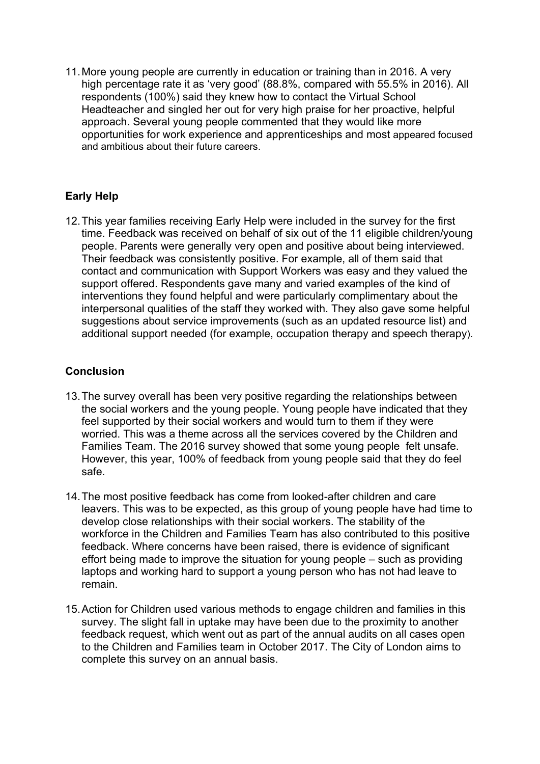11. More young people are currently in education or training than in 2016. A very high percentage rate it as 'very good' (88.8%, compared with 55.5% in 2016). All respondents (100%) said they knew how to contact the Virtual School Headteacher and singled her out for very high praise for her proactive, helpful approach. Several young people commented that they would like more opportunities for work experience and apprenticeships and most appeared focused and ambitious about their future careers.

**Early Help**

12. This year families receiving Early Help were included in the survey for the first time. Feedback was received on behalf of six out of the 11 eligible children/young people. Parents were generally very open and positive about being interviewed. Their feedback was consistently positive. For example, all of them said that contact and communication with Support Workers was easy and they valued the support offered. Respondents gave many and varied examples of the kind of interventions they found helpful and were particularly complimentary about the interpersonal qualities of the staff they worked with. They also gave some helpful suggestions about service improvements (such as an updated resource list) and additional support needed (for example, occupation therapy and speech therapy).

**Conclusion**

13. The survey overall has been very positive regarding the relationships between the social workers and the young people. Young people have indicated that they feel supported by their social workers and would turn to them if they were worried. This was a theme across all the services covered by the Children and Families Team. The 2016 survey showed that some young people felt unsafe. However, this year, 100% of feedback from young people said that they do feel safe.

14. The most positive feedback has come from looked-after children and care leavers. This was to be expected, as this group of young people have had time to develop close relationships with their social workers. The stability of the workforce in the Children and Families Team has also contributed to this positive feedback. Where concerns have been raised, there is evidence of significant effort being made to improve the situation for young people – such as providing laptops and working hard to support a young person who has not had leave to remain.

15. Action for Children used various methods to engage children and families in this survey. The slight fall in uptake may have been due to the proximity to another feedback request, which went out as part of the annual audits on all cases open to the Children and Families team in October 2017. The City of London aims to complete this survey on an annual basis.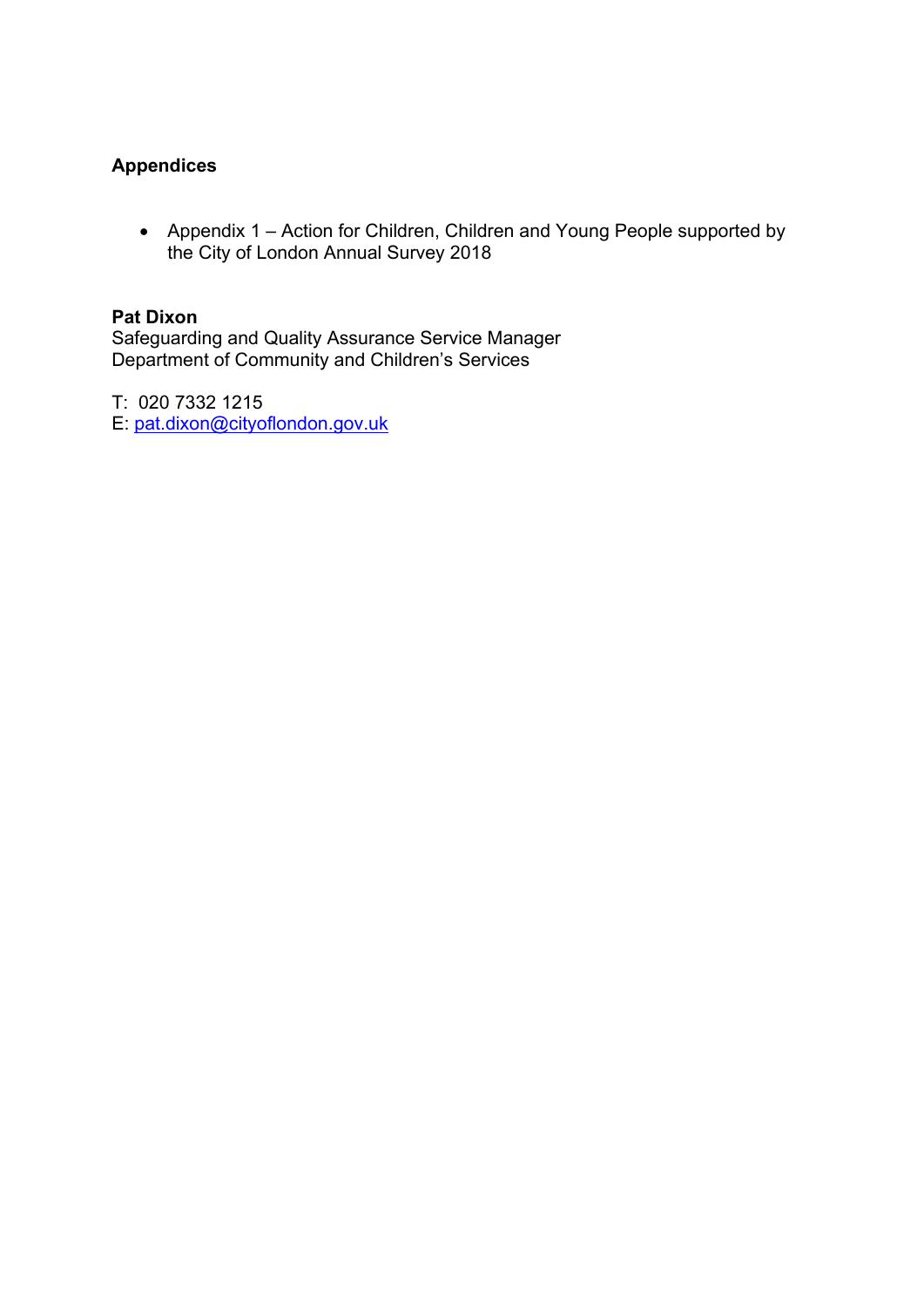**Appendices**

- Appendix 1 – Action for Children, Children and Young People supported by the City of London Annual Survey 2018

**Pat Dixon**
Safeguarding and Quality Assurance Service Manager
Department of Community and Children's Services

T: 020 7332 1215
E: pat.dixon@cityoflondon.gov.uk